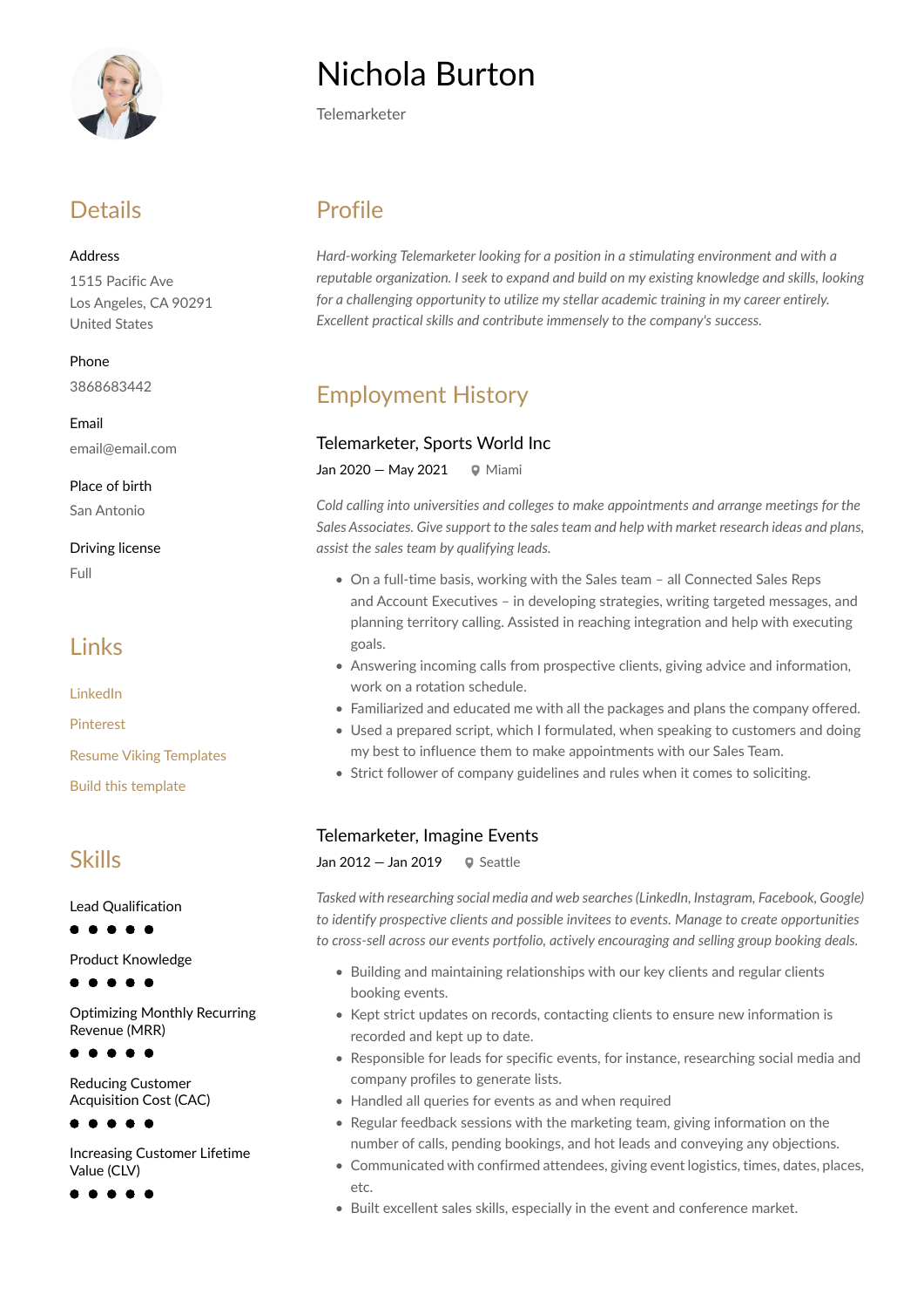# Nichola Burton

Telemarketer

## Details

**Address**

1515 Pacific Ave
Los Angeles, CA 90291
United States

**Phone**

3868683442

**Email**

email@email.com

**Place of birth**

San Antonio

**Driving license**

Full

## Links

LinkedIn

Pinterest

Resume Viking Templates

Build this template

## Skills

Lead Qualification

Product Knowledge

Optimizing Monthly Recurring Revenue (MRR)

Reducing Customer Acquisition Cost (CAC)

Increasing Customer Lifetime Value (CLV)

## Profile

*Hard-working Telemarketer looking for a position in a stimulating environment and with a reputable organization. I seek to expand and build on my existing knowledge and skills, looking for a challenging opportunity to utilize my stellar academic training in my career entirely. Excellent practical skills and contribute immensely to the company's success.*

## Employment History

### Telemarketer, Sports World Inc

Jan 2020 — May 2021 Miami

*Cold calling into universities and colleges to make appointments and arrange meetings for the Sales Associates. Give support to the sales team and help with market research ideas and plans, assist the sales team by qualifying leads.*

- On a full-time basis, working with the Sales team – all Connected Sales Reps and Account Executives – in developing strategies, writing targeted messages, and planning territory calling. Assisted in reaching integration and help with executing goals.
- Answering incoming calls from prospective clients, giving advice and information, work on a rotation schedule.
- Familiarized and educated me with all the packages and plans the company offered.
- Used a prepared script, which I formulated, when speaking to customers and doing my best to influence them to make appointments with our Sales Team.
- Strict follower of company guidelines and rules when it comes to soliciting.

### Telemarketer, Imagine Events

Jan 2012 — Jan 2019 Seattle

*Tasked with researching social media and web searches (LinkedIn, Instagram, Facebook, Google) to identify prospective clients and possible invitees to events. Manage to create opportunities to cross-sell across our events portfolio, actively encouraging and selling group booking deals.*

- Building and maintaining relationships with our key clients and regular clients booking events.
- Kept strict updates on records, contacting clients to ensure new information is recorded and kept up to date.
- Responsible for leads for specific events, for instance, researching social media and company profiles to generate lists.
- Handled all queries for events as and when required
- Regular feedback sessions with the marketing team, giving information on the number of calls, pending bookings, and hot leads and conveying any objections.
- Communicated with confirmed attendees, giving event logistics, times, dates, places, etc.
- Built excellent sales skills, especially in the event and conference market.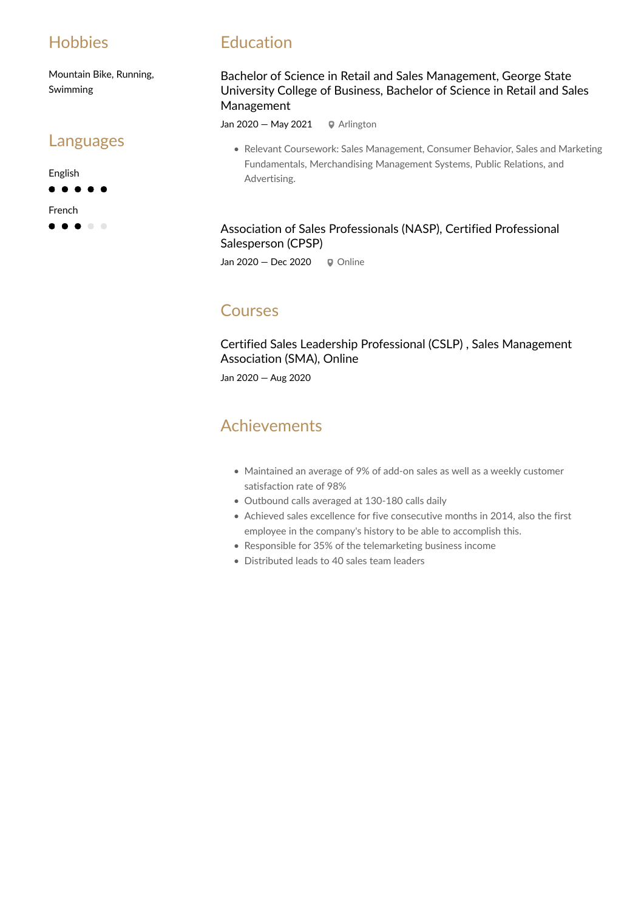## Hobbies

Mountain Bike, Running, Swimming

## Languages

English

●●●●●

French

●●●○○

## Education

### Bachelor of Science in Retail and Sales Management, George State University College of Business, Bachelor of Science in Retail and Sales Management

Jan 2020 — May 2021 Arlington

- Relevant Coursework: Sales Management, Consumer Behavior, Sales and Marketing Fundamentals, Merchandising Management Systems, Public Relations, and Advertising.

### Association of Sales Professionals (NASP), Certified Professional Salesperson (CPSP)

Jan 2020 — Dec 2020 Online

## Courses

### Certified Sales Leadership Professional (CSLP) , Sales Management Association (SMA), Online

Jan 2020 — Aug 2020

## Achievements

- Maintained an average of 9% of add-on sales as well as a weekly customer satisfaction rate of 98%
- Outbound calls averaged at 130-180 calls daily
- Achieved sales excellence for five consecutive months in 2014, also the first employee in the company's history to be able to accomplish this.
- Responsible for 35% of the telemarketing business income
- Distributed leads to 40 sales team leaders